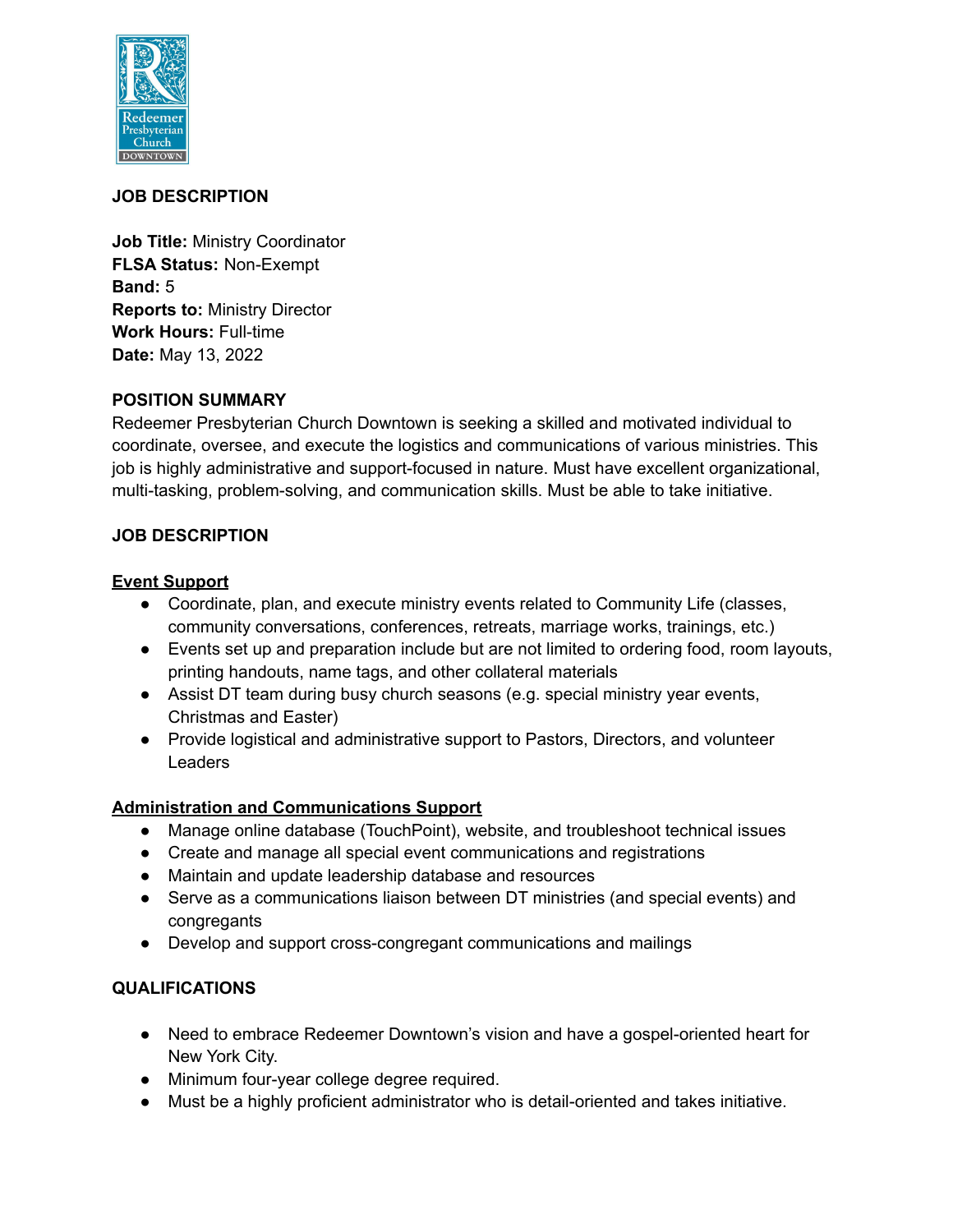## JOB DESCRIPTION

**Job Title:** Ministry Coordinator
**FLSA Status:** Non-Exempt
**Band:** 5
**Reports to:** Ministry Director
**Work Hours:** Full-time
**Date:** May 13, 2022

## POSITION SUMMARY

Redeemer Presbyterian Church Downtown is seeking a skilled and motivated individual to coordinate, oversee, and execute the logistics and communications of various ministries. This job is highly administrative and support-focused in nature. Must have excellent organizational, multi-tasking, problem-solving, and communication skills. Must be able to take initiative.

## JOB DESCRIPTION

### Event Support

- Coordinate, plan, and execute ministry events related to Community Life (classes, community conversations, conferences, retreats, marriage works, trainings, etc.)
- Events set up and preparation include but are not limited to ordering food, room layouts, printing handouts, name tags, and other collateral materials
- Assist DT team during busy church seasons (e.g. special ministry year events, Christmas and Easter)
- Provide logistical and administrative support to Pastors, Directors, and volunteer Leaders

### Administration and Communications Support

- Manage online database (TouchPoint), website, and troubleshoot technical issues
- Create and manage all special event communications and registrations
- Maintain and update leadership database and resources
- Serve as a communications liaison between DT ministries (and special events) and congregants
- Develop and support cross-congregant communications and mailings

## QUALIFICATIONS

- Need to embrace Redeemer Downtown's vision and have a gospel-oriented heart for New York City.
- Minimum four-year college degree required.
- Must be a highly proficient administrator who is detail-oriented and takes initiative.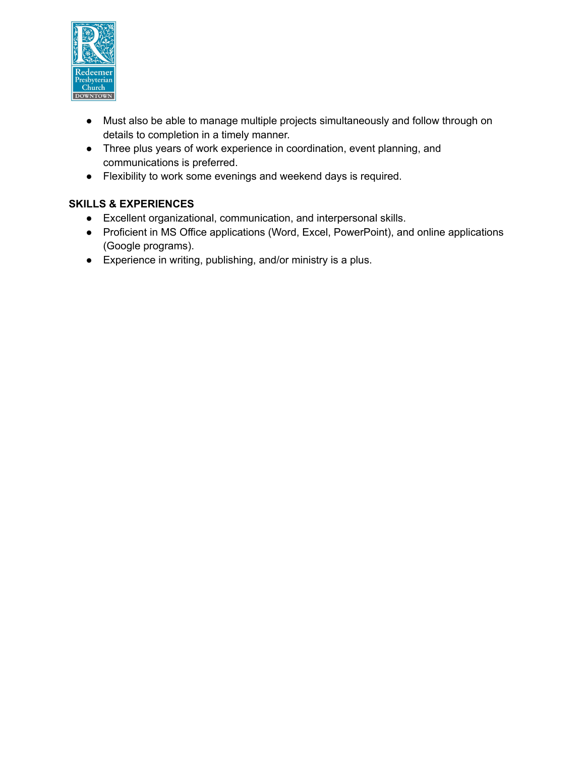- Must also be able to manage multiple projects simultaneously and follow through on details to completion in a timely manner.
- Three plus years of work experience in coordination, event planning, and communications is preferred.
- Flexibility to work some evenings and weekend days is required.

**SKILLS & EXPERIENCES**

- Excellent organizational, communication, and interpersonal skills.
- Proficient in MS Office applications (Word, Excel, PowerPoint), and online applications (Google programs).
- Experience in writing, publishing, and/or ministry is a plus.